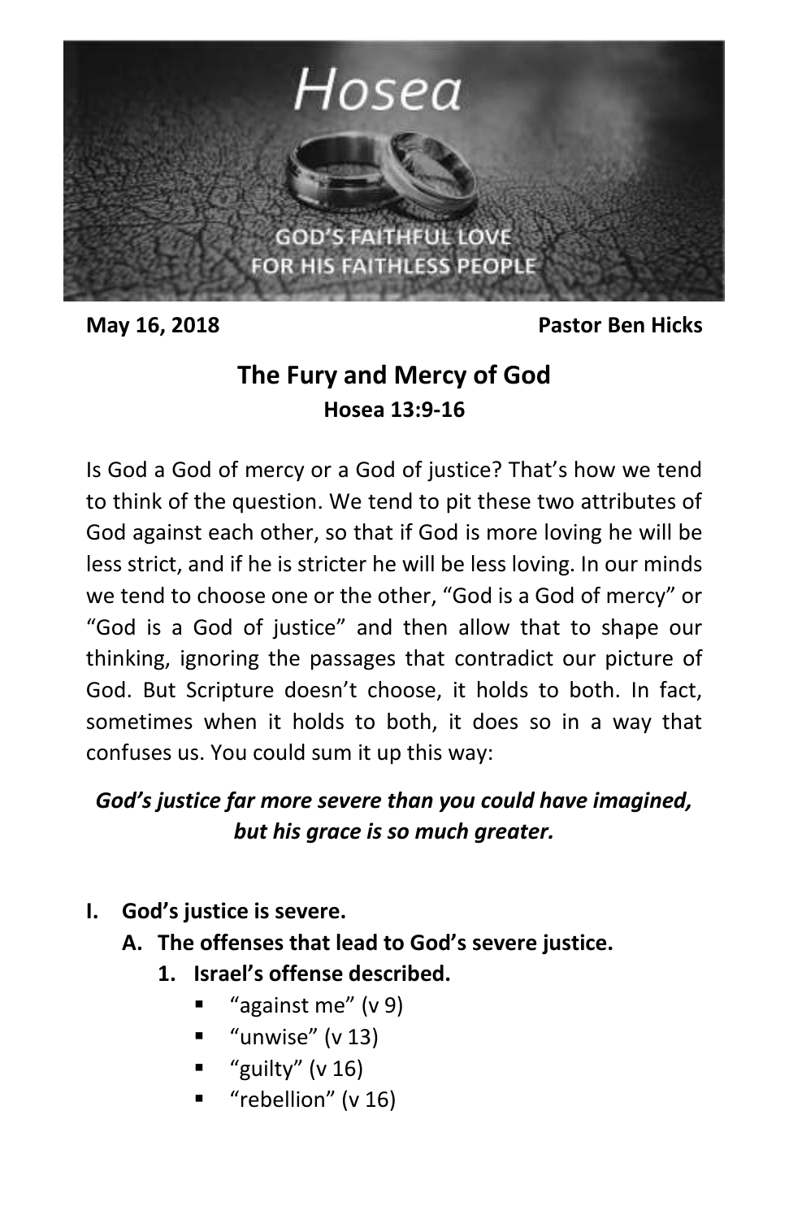Hosea

GOD'S FAITHFUL LOVE FOR HIS FAITHLESS PEOPLE

**May 16, 2018** **Pastor Ben Hicks**

# The Fury and Mercy of God

### Hosea 13:9-16

Is God a God of mercy or a God of justice? That's how we tend to think of the question. We tend to pit these two attributes of God against each other, so that if God is more loving he will be less strict, and if he is stricter he will be less loving. In our minds we tend to choose one or the other, "God is a God of mercy" or "God is a God of justice" and then allow that to shape our thinking, ignoring the passages that contradict our picture of God. But Scripture doesn't choose, it holds to both. In fact, sometimes when it holds to both, it does so in a way that confuses us. You could sum it up this way:

***God's justice far more severe than you could have imagined, but his grace is so much greater.***

- **I. God's justice is severe.**
  - **A. The offenses that lead to God's severe justice.**
    - **1. Israel's offense described.**
      - "against me" (v 9)
      - "unwise" (v 13)
      - "guilty" (v 16)
      - "rebellion" (v 16)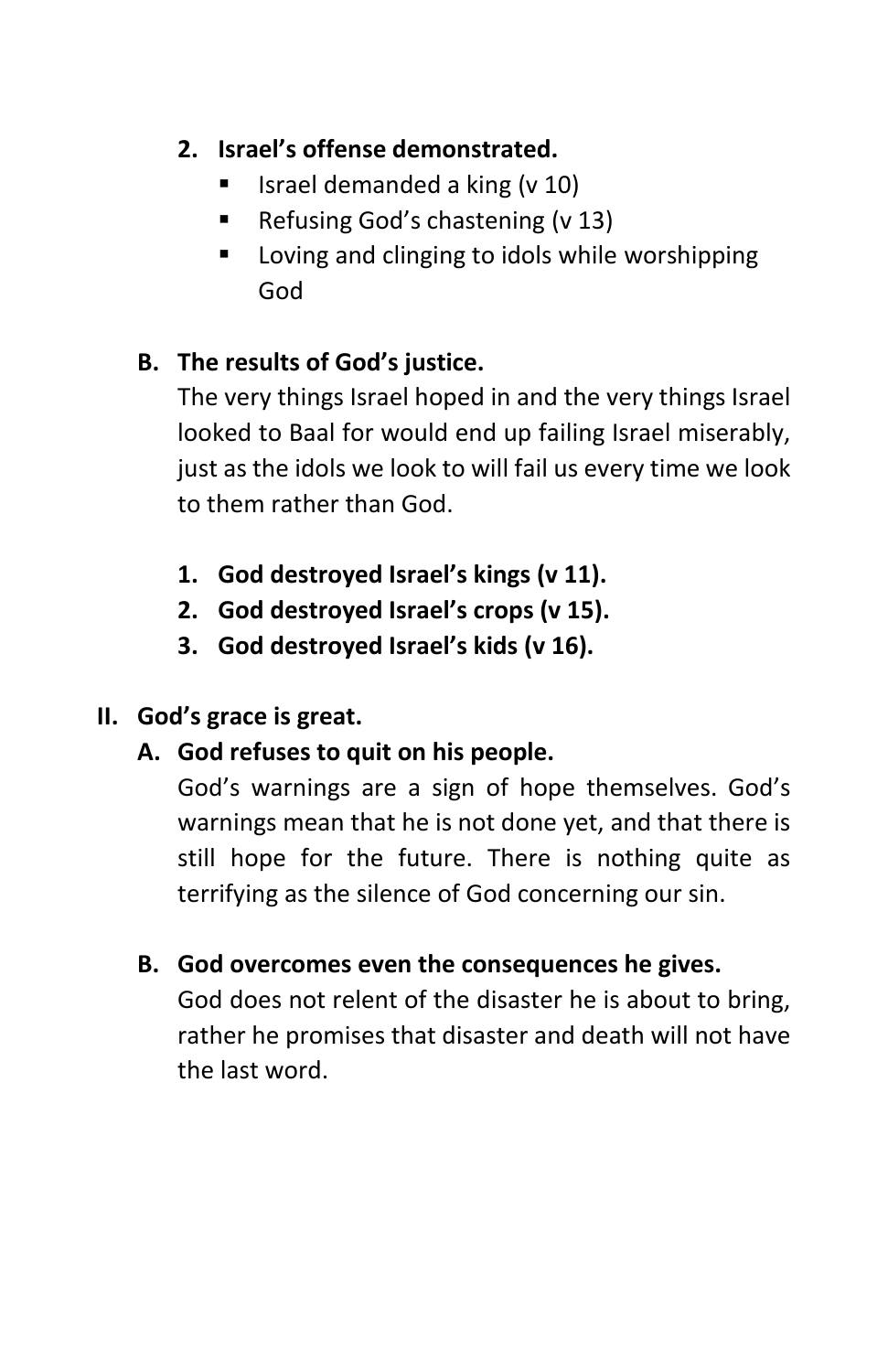2. **Israel's offense demonstrated.**
   - Israel demanded a king (v 10)
   - Refusing God's chastening (v 13)
   - Loving and clinging to idols while worshipping God

B. **The results of God's justice.**

The very things Israel hoped in and the very things Israel looked to Baal for would end up failing Israel miserably, just as the idols we look to will fail us every time we look to them rather than God.

1. **God destroyed Israel's kings (v 11).**
2. **God destroyed Israel's crops (v 15).**
3. **God destroyed Israel's kids (v 16).**

## II. God's grace is great.

A. **God refuses to quit on his people.**

God's warnings are a sign of hope themselves. God's warnings mean that he is not done yet, and that there is still hope for the future. There is nothing quite as terrifying as the silence of God concerning our sin.

B. **God overcomes even the consequences he gives.**

God does not relent of the disaster he is about to bring, rather he promises that disaster and death will not have the last word.